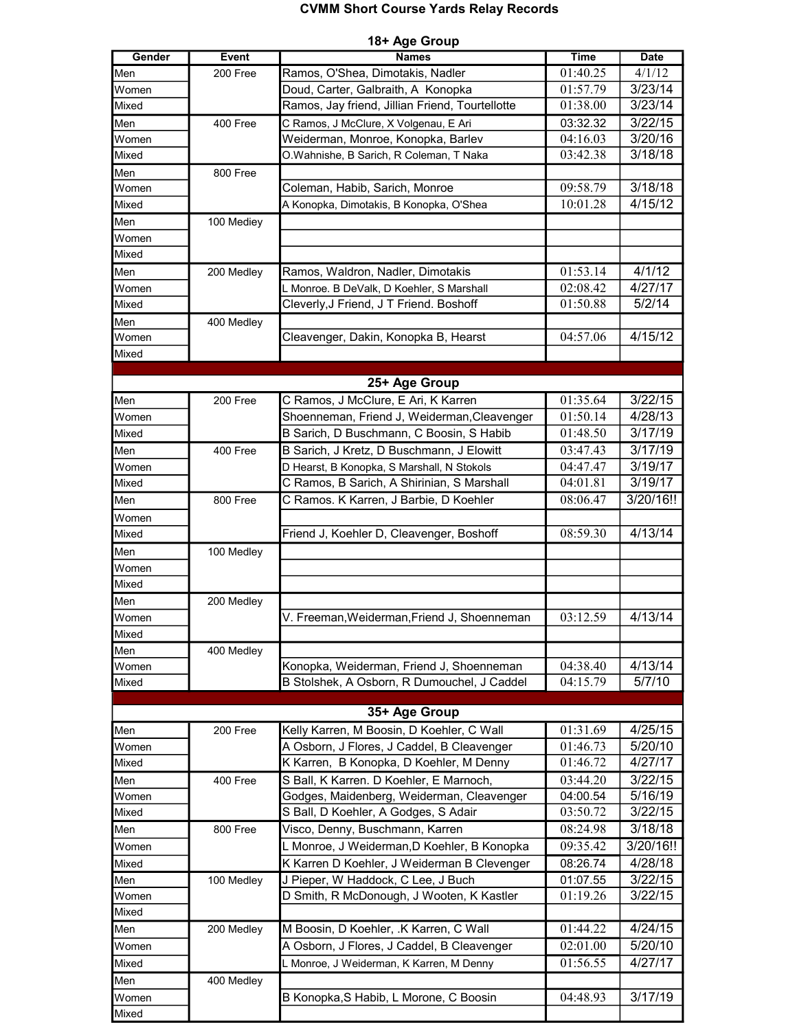# CVMM Short Course Yards Relay Records

## 18+ Age Group

| Gender | Event | Names | Time | Date |
|---|---|---|---|---|
| Men | 200 Free | Ramos, O'Shea, Dimotakis, Nadler | 01:40.25 | 4/1/12 |
| Women | | Doud, Carter, Galbraith, A Konopka | 01:57.79 | 3/23/14 |
| Mixed | | Ramos, Jay friend, Jillian Friend, Tourtellotte | 01:38.00 | 3/23/14 |
| Men | 400 Free | C Ramos, J McClure, X Volgenau, E Ari | 03:32.32 | 3/22/15 |
| Women | | Weiderman, Monroe, Konopka, Barlev | 04:16.03 | 3/20/16 |
| Mixed | | O.Wahnishe, B Sarich, R Coleman, T Naka | 03:42.38 | 3/18/18 |
| Men | 800 Free | | | |
| Women | | Coleman, Habib, Sarich, Monroe | 09:58.79 | 3/18/18 |
| Mixed | | A Konopka, Dimotakis, B Konopka, O'Shea | 10:01.28 | 4/15/12 |
| Men | 100 Mediey | | | |
| Women | | | | |
| Mixed | | | | |
| Men | 200 Medley | Ramos, Waldron, Nadler, Dimotakis | 01:53.14 | 4/1/12 |
| Women | | L Monroe. B DeValk, D Koehler, S Marshall | 02:08.42 | 4/27/17 |
| Mixed | | Cleverly,J Friend, J T Friend. Boshoff | 01:50.88 | 5/2/14 |
| Men | 400 Medley | | | |
| Women | | Cleavenger, Dakin, Konopka B, Hearst | 04:57.06 | 4/15/12 |
| Mixed | | | | |

## 25+ Age Group

| Gender | Event | Names | Time | Date |
|---|---|---|---|---|
| Men | 200 Free | C Ramos, J McClure, E Ari, K Karren | 01:35.64 | 3/22/15 |
| Women | | Shoenneman, Friend J, Weiderman,Cleavenger | 01:50.14 | 4/28/13 |
| Mixed | | B Sarich, D Buschmann, C Boosin, S Habib | 01:48.50 | 3/17/19 |
| Men | 400 Free | B Sarich, J Kretz, D Buschmann, J Elowitt | 03:47.43 | 3/17/19 |
| Women | | D Hearst, B Konopka, S Marshall, N Stokols | 04:47.47 | 3/19/17 |
| Mixed | | C Ramos, B Sarich, A Shirinian, S Marshall | 04:01.81 | 3/19/17 |
| Men | 800 Free | C Ramos. K Karren, J Barbie, D Koehler | 08:06.47 | 3/20/16!! |
| Women | | | | |
| Mixed | | Friend J, Koehler D, Cleavenger, Boshoff | 08:59.30 | 4/13/14 |
| Men | 100 Medley | | | |
| Women | | | | |
| Mixed | | | | |
| Men | 200 Medley | | | |
| Women | | V. Freeman,Weiderman,Friend J, Shoenneman | 03:12.59 | 4/13/14 |
| Mixed | | | | |
| Men | 400 Medley | | | |
| Women | | Konopka, Weiderman, Friend J, Shoenneman | 04:38.40 | 4/13/14 |
| Mixed | | B Stolshek, A Osborn, R Dumouchel, J Caddel | 04:15.79 | 5/7/10 |

## 35+ Age Group

| Gender | Event | Names | Time | Date |
|---|---|---|---|---|
| Men | 200 Free | Kelly Karren, M Boosin, D Koehler, C Wall | 01:31.69 | 4/25/15 |
| Women | | A Osborn, J Flores, J Caddel, B Cleavenger | 01:46.73 | 5/20/10 |
| Mixed | | K Karren, B Konopka, D Koehler, M Denny | 01:46.72 | 4/27/17 |
| Men | 400 Free | S Ball, K Karren. D Koehler, E Marnoch, | 03:44.20 | 3/22/15 |
| Women | | Godges, Maidenberg, Weiderman, Cleavenger | 04:00.54 | 5/16/19 |
| Mixed | | S Ball, D Koehler, A Godges, S Adair | 03:50.72 | 3/22/15 |
| Men | 800 Free | Visco, Denny, Buschmann, Karren | 08:24.98 | 3/18/18 |
| Women | | L Monroe, J Weiderman,D Koehler, B Konopka | 09:35.42 | 3/20/16!! |
| Mixed | | K Karren D Koehler, J Weiderman B Clevenger | 08:26.74 | 4/28/18 |
| Men | 100 Medley | J Pieper, W Haddock, C Lee, J Buch | 01:07.55 | 3/22/15 |
| Women | | D Smith, R McDonough, J Wooten, K Kastler | 01:19.26 | 3/22/15 |
| Mixed | | | | |
| Men | 200 Medley | M Boosin, D Koehler, .K Karren, C Wall | 01:44.22 | 4/24/15 |
| Women | | A Osborn, J Flores, J Caddel, B Cleavenger | 02:01.00 | 5/20/10 |
| Mixed | | L Monroe, J Weiderman, K Karren, M Denny | 01:56.55 | 4/27/17 |
| Men | 400 Medley | | | |
| Women | | B Konopka,S Habib, L Morone, C Boosin | 04:48.93 | 3/17/19 |
| Mixed | | | | |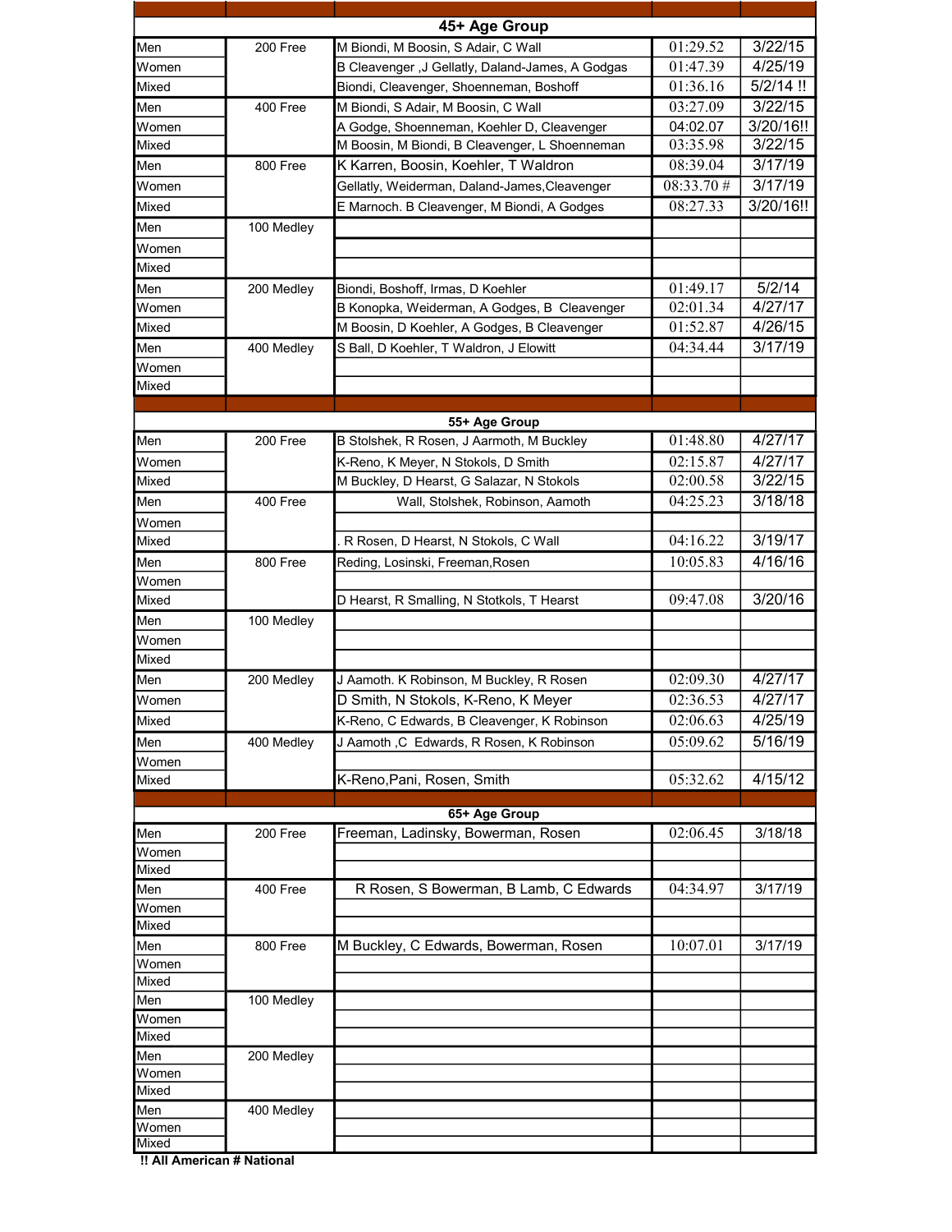| | | | | |
|---|---|---|---|---|
| **45+ Age Group** | | | | |
| Men | 200 Free | M Biondi, M Boosin, S Adair, C Wall | 01:29.52 | 3/22/15 |
| Women | | B Cleavenger ,J Gellatly, Daland-James, A Godgas | 01:47.39 | 4/25/19 |
| Mixed | | Biondi, Cleavenger, Shoenneman, Boshoff | 01:36.16 | 5/2/14 !! |
| Men | 400 Free | M Biondi, S Adair, M Boosin, C Wall | 03:27.09 | 3/22/15 |
| Women | | A Godge, Shoenneman, Koehler D, Cleavenger | 04:02.07 | 3/20/16!! |
| Mixed | | M Boosin, M Biondi, B Cleavenger, L Shoenneman | 03:35.98 | 3/22/15 |
| Men | 800 Free | K Karren, Boosin, Koehler, T Waldron | 08:39.04 | 3/17/19 |
| Women | | Gellatly, Weiderman, Daland-James,Cleavenger | 08:33.70 # | 3/17/19 |
| Mixed | | E Marnoch. B Cleavenger, M Biondi, A Godges | 08:27.33 | 3/20/16!! |
| Men | 100 Medley | | | |
| Women | | | | |
| Mixed | | | | |
| Men | 200 Medley | Biondi, Boshoff, Irmas, D Koehler | 01:49.17 | 5/2/14 |
| Women | | B Konopka, Weiderman, A Godges, B Cleavenger | 02:01.34 | 4/27/17 |
| Mixed | | M Boosin, D Koehler, A Godges, B Cleavenger | 01:52.87 | 4/26/15 |
| Men | 400 Medley | S Ball, D Koehler, T Waldron, J Elowitt | 04:34.44 | 3/17/19 |
| Women | | | | |
| Mixed | | | | |
| **55+ Age Group** | | | | |
| Men | 200 Free | B Stolshek, R Rosen, J Aarmoth, M Buckley | 01:48.80 | 4/27/17 |
| Women | | K-Reno, K Meyer, N Stokols, D Smith | 02:15.87 | 4/27/17 |
| Mixed | | M Buckley, D Hearst, G Salazar, N Stokols | 02:00.58 | 3/22/15 |
| Men | 400 Free | Wall, Stolshek, Robinson, Aamoth | 04:25.23 | 3/18/18 |
| Women | | | | |
| Mixed | | . R Rosen, D Hearst, N Stokols, C Wall | 04:16.22 | 3/19/17 |
| Men | 800 Free | Reding, Losinski, Freeman,Rosen | 10:05.83 | 4/16/16 |
| Women | | | | |
| Mixed | | D Hearst, R Smalling, N Stotkols, T Hearst | 09:47.08 | 3/20/16 |
| Men | 100 Medley | | | |
| Women | | | | |
| Mixed | | | | |
| Men | 200 Medley | J Aamoth. K Robinson, M Buckley, R Rosen | 02:09.30 | 4/27/17 |
| Women | | D Smith, N Stokols, K-Reno, K Meyer | 02:36.53 | 4/27/17 |
| Mixed | | K-Reno, C Edwards, B Cleavenger, K Robinson | 02:06.63 | 4/25/19 |
| Men | 400 Medley | J Aamoth ,C Edwards, R Rosen, K Robinson | 05:09.62 | 5/16/19 |
| Women | | | | |
| Mixed | | K-Reno,Pani, Rosen, Smith | 05:32.62 | 4/15/12 |
| **65+ Age Group** | | | | |
| Men | 200 Free | Freeman, Ladinsky, Bowerman, Rosen | 02:06.45 | 3/18/18 |
| Women | | | | |
| Mixed | | | | |
| Men | 400 Free | R Rosen, S Bowerman, B Lamb, C Edwards | 04:34.97 | 3/17/19 |
| Women | | | | |
| Mixed | | | | |
| Men | 800 Free | M Buckley, C Edwards, Bowerman, Rosen | 10:07.01 | 3/17/19 |
| Women | | | | |
| Mixed | | | | |
| Men | 100 Medley | | | |
| Women | | | | |
| Mixed | | | | |
| Men | 200 Medley | | | |
| Women | | | | |
| Mixed | | | | |
| Men | 400 Medley | | | |
| Women | | | | |
| Mixed | | | | |

**!! All American # National**